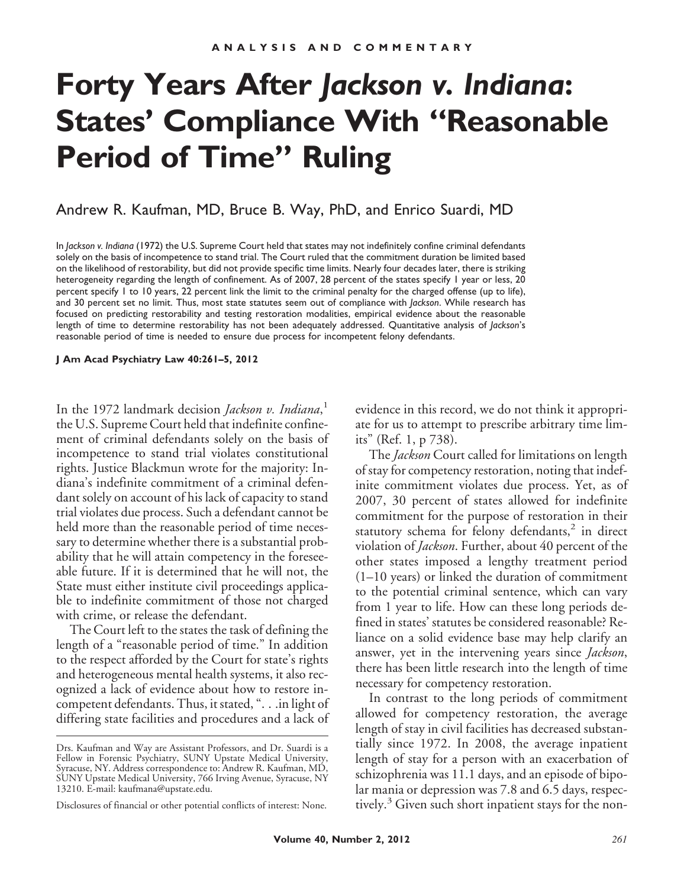ANALYSIS AND COMMENTARY

# Forty Years After *Jackson v. Indiana*: States' Compliance With "Reasonable Period of Time" Ruling

Andrew R. Kaufman, MD, Bruce B. Way, PhD, and Enrico Suardi, MD

In *Jackson v. Indiana* (1972) the U.S. Supreme Court held that states may not indefinitely confine criminal defendants solely on the basis of incompetence to stand trial. The Court ruled that the commitment duration be limited based on the likelihood of restorability, but did not provide specific time limits. Nearly four decades later, there is striking heterogeneity regarding the length of confinement. As of 2007, 28 percent of the states specify 1 year or less, 20 percent specify 1 to 10 years, 22 percent link the limit to the criminal penalty for the charged offense (up to life), and 30 percent set no limit. Thus, most state statutes seem out of compliance with *Jackson*. While research has focused on predicting restorability and testing restoration modalities, empirical evidence about the reasonable length of time to determine restorability has not been adequately addressed. Quantitative analysis of *Jackson*'s reasonable period of time is needed to ensure due process for incompetent felony defendants.

**J Am Acad Psychiatry Law 40:261–5, 2012**

In the 1972 landmark decision *Jackson v. Indiana*,[1] the U.S. Supreme Court held that indefinite confinement of criminal defendants solely on the basis of incompetence to stand trial violates constitutional rights. Justice Blackmun wrote for the majority: Indiana's indefinite commitment of a criminal defendant solely on account of his lack of capacity to stand trial violates due process. Such a defendant cannot be held more than the reasonable period of time necessary to determine whether there is a substantial probability that he will attain competency in the foreseeable future. If it is determined that he will not, the State must either institute civil proceedings applicable to indefinite commitment of those not charged with crime, or release the defendant.

The Court left to the states the task of defining the length of a "reasonable period of time." In addition to the respect afforded by the Court for state's rights and heterogeneous mental health systems, it also recognized a lack of evidence about how to restore incompetent defendants. Thus, it stated, ". . .in light of differing state facilities and procedures and a lack of evidence in this record, we do not think it appropriate for us to attempt to prescribe arbitrary time limits" (Ref. 1, p 738).

The *Jackson* Court called for limitations on length of stay for competency restoration, noting that indefinite commitment violates due process. Yet, as of 2007, 30 percent of states allowed for indefinite commitment for the purpose of restoration in their statutory schema for felony defendants,[2] in direct violation of *Jackson*. Further, about 40 percent of the other states imposed a lengthy treatment period (1–10 years) or linked the duration of commitment to the potential criminal sentence, which can vary from 1 year to life. How can these long periods defined in states' statutes be considered reasonable? Reliance on a solid evidence base may help clarify an answer, yet in the intervening years since *Jackson*, there has been little research into the length of time necessary for competency restoration.

In contrast to the long periods of commitment allowed for competency restoration, the average length of stay in civil facilities has decreased substantially since 1972. In 2008, the average inpatient length of stay for a person with an exacerbation of schizophrenia was 11.1 days, and an episode of bipolar mania or depression was 7.8 and 6.5 days, respectively.[3] Given such short inpatient stays for the non-

Drs. Kaufman and Way are Assistant Professors, and Dr. Suardi is a Fellow in Forensic Psychiatry, SUNY Upstate Medical University, Syracuse, NY. Address correspondence to: Andrew R. Kaufman, MD, SUNY Upstate Medical University, 766 Irving Avenue, Syracuse, NY 13210. E-mail: kaufmana@upstate.edu.

Disclosures of financial or other potential conflicts of interest: None.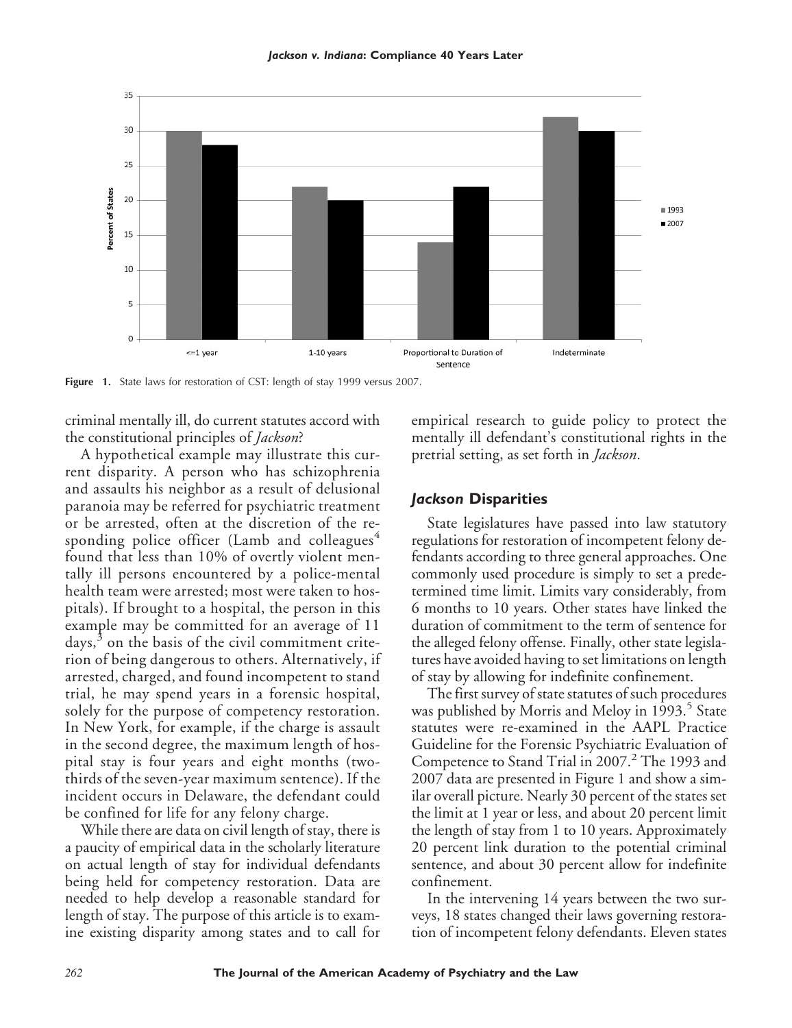**Figure 1.** State laws for restoration of CST: length of stay 1999 versus 2007.

criminal mentally ill, do current statutes accord with the constitutional principles of *Jackson*?

A hypothetical example may illustrate this current disparity. A person who has schizophrenia and assaults his neighbor as a result of delusional paranoia may be referred for psychiatric treatment or be arrested, often at the discretion of the responding police officer (Lamb and colleagues[4] found that less than 10% of overtly violent mentally ill persons encountered by a police-mental health team were arrested; most were taken to hospitals). If brought to a hospital, the person in this example may be committed for an average of 11 days,[3] on the basis of the civil commitment criterion of being dangerous to others. Alternatively, if arrested, charged, and found incompetent to stand trial, he may spend years in a forensic hospital, solely for the purpose of competency restoration. In New York, for example, if the charge is assault in the second degree, the maximum length of hospital stay is four years and eight months (two-thirds of the seven-year maximum sentence). If the incident occurs in Delaware, the defendant could be confined for life for any felony charge.

While there are data on civil length of stay, there is a paucity of empirical data in the scholarly literature on actual length of stay for individual defendants being held for competency restoration. Data are needed to help develop a reasonable standard for length of stay. The purpose of this article is to examine existing disparity among states and to call for empirical research to guide policy to protect the mentally ill defendant's constitutional rights in the pretrial setting, as set forth in *Jackson*.

## *Jackson* Disparities

State legislatures have passed into law statutory regulations for restoration of incompetent felony defendants according to three general approaches. One commonly used procedure is simply to set a predetermined time limit. Limits vary considerably, from 6 months to 10 years. Other states have linked the duration of commitment to the term of sentence for the alleged felony offense. Finally, other state legislatures have avoided having to set limitations on length of stay by allowing for indefinite confinement.

The first survey of state statutes of such procedures was published by Morris and Meloy in 1993.[5] State statutes were re-examined in the AAPL Practice Guideline for the Forensic Psychiatric Evaluation of Competence to Stand Trial in 2007.[2] The 1993 and 2007 data are presented in Figure 1 and show a similar overall picture. Nearly 30 percent of the states set the limit at 1 year or less, and about 20 percent limit the length of stay from 1 to 10 years. Approximately 20 percent link duration to the potential criminal sentence, and about 30 percent allow for indefinite confinement.

In the intervening 14 years between the two surveys, 18 states changed their laws governing restoration of incompetent felony defendants. Eleven states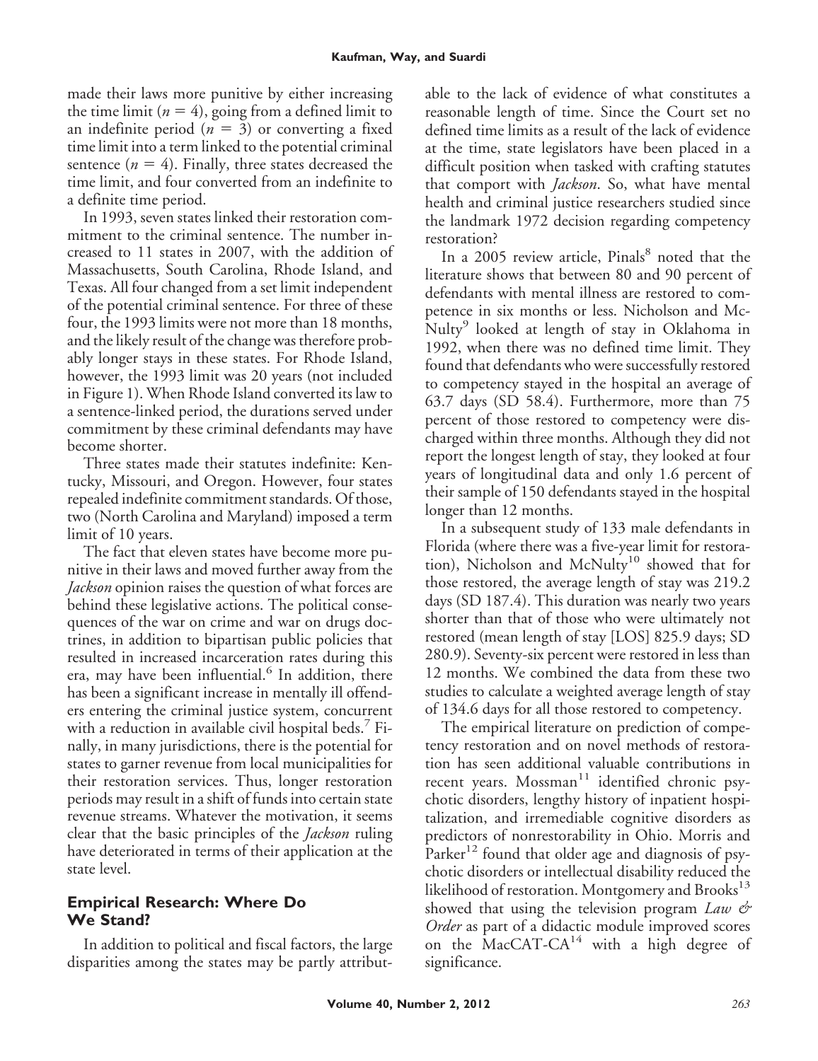made their laws more punitive by either increasing the time limit ($n = 4$), going from a defined limit to an indefinite period ($n = 3$) or converting a fixed time limit into a term linked to the potential criminal sentence ($n = 4$). Finally, three states decreased the time limit, and four converted from an indefinite to a definite time period.

In 1993, seven states linked their restoration commitment to the criminal sentence. The number increased to 11 states in 2007, with the addition of Massachusetts, South Carolina, Rhode Island, and Texas. All four changed from a set limit independent of the potential criminal sentence. For three of these four, the 1993 limits were not more than 18 months, and the likely result of the change was therefore probably longer stays in these states. For Rhode Island, however, the 1993 limit was 20 years (not included in Figure 1). When Rhode Island converted its law to a sentence-linked period, the durations served under commitment by these criminal defendants may have become shorter.

Three states made their statutes indefinite: Kentucky, Missouri, and Oregon. However, four states repealed indefinite commitment standards. Of those, two (North Carolina and Maryland) imposed a term limit of 10 years.

The fact that eleven states have become more punitive in their laws and moved further away from the *Jackson* opinion raises the question of what forces are behind these legislative actions. The political consequences of the war on crime and war on drugs doctrines, in addition to bipartisan public policies that resulted in increased incarceration rates during this era, may have been influential.[6] In addition, there has been a significant increase in mentally ill offenders entering the criminal justice system, concurrent with a reduction in available civil hospital beds.[7] Finally, in many jurisdictions, there is the potential for states to garner revenue from local municipalities for their restoration services. Thus, longer restoration periods may result in a shift of funds into certain state revenue streams. Whatever the motivation, it seems clear that the basic principles of the *Jackson* ruling have deteriorated in terms of their application at the state level.

## Empirical Research: Where Do We Stand?

In addition to political and fiscal factors, the large disparities among the states may be partly attributable to the lack of evidence of what constitutes a reasonable length of time. Since the Court set no defined time limits as a result of the lack of evidence at the time, state legislators have been placed in a difficult position when tasked with crafting statutes that comport with *Jackson*. So, what have mental health and criminal justice researchers studied since the landmark 1972 decision regarding competency restoration?

In a 2005 review article, Pinals[8] noted that the literature shows that between 80 and 90 percent of defendants with mental illness are restored to competence in six months or less. Nicholson and McNulty[9] looked at length of stay in Oklahoma in 1992, when there was no defined time limit. They found that defendants who were successfully restored to competency stayed in the hospital an average of 63.7 days (SD 58.4). Furthermore, more than 75 percent of those restored to competency were discharged within three months. Although they did not report the longest length of stay, they looked at four years of longitudinal data and only 1.6 percent of their sample of 150 defendants stayed in the hospital longer than 12 months.

In a subsequent study of 133 male defendants in Florida (where there was a five-year limit for restoration), Nicholson and McNulty[10] showed that for those restored, the average length of stay was 219.2 days (SD 187.4). This duration was nearly two years shorter than that of those who were ultimately not restored (mean length of stay [LOS] 825.9 days; SD 280.9). Seventy-six percent were restored in less than 12 months. We combined the data from these two studies to calculate a weighted average length of stay of 134.6 days for all those restored to competency.

The empirical literature on prediction of competency restoration and on novel methods of restoration has seen additional valuable contributions in recent years. Mossman[11] identified chronic psychotic disorders, lengthy history of inpatient hospitalization, and irremediable cognitive disorders as predictors of nonrestorability in Ohio. Morris and Parker[12] found that older age and diagnosis of psychotic disorders or intellectual disability reduced the likelihood of restoration. Montgomery and Brooks[13] showed that using the television program *Law & Order* as part of a didactic module improved scores on the MacCAT-CA[14] with a high degree of significance.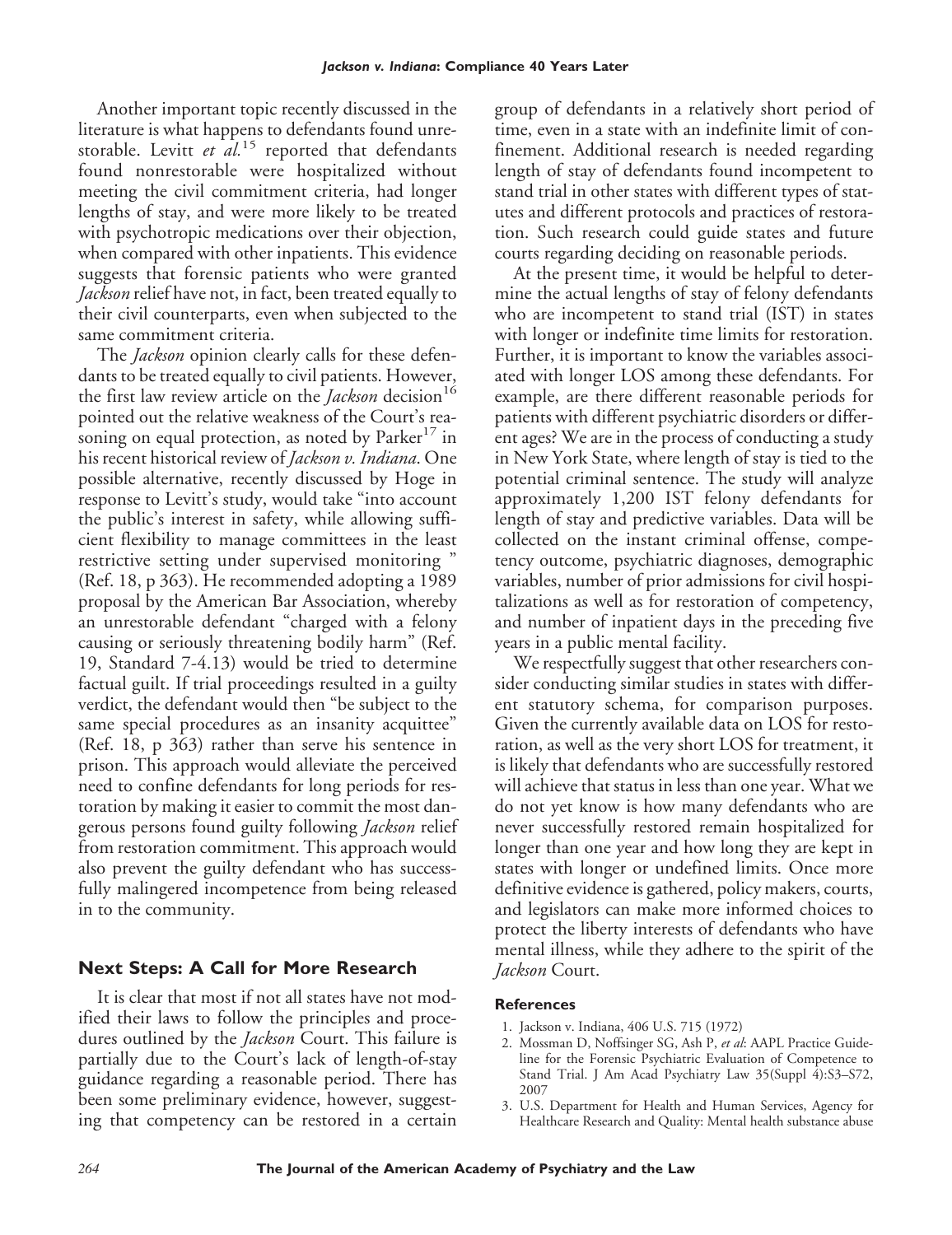Another important topic recently discussed in the literature is what happens to defendants found unrestorable. Levitt *et al.*[15] reported that defendants found nonrestorable were hospitalized without meeting the civil commitment criteria, had longer lengths of stay, and were more likely to be treated with psychotropic medications over their objection, when compared with other inpatients. This evidence suggests that forensic patients who were granted *Jackson* relief have not, in fact, been treated equally to their civil counterparts, even when subjected to the same commitment criteria.

The *Jackson* opinion clearly calls for these defendants to be treated equally to civil patients. However, the first law review article on the *Jackson* decision[16] pointed out the relative weakness of the Court's reasoning on equal protection, as noted by Parker[17] in his recent historical review of *Jackson v. Indiana*. One possible alternative, recently discussed by Hoge in response to Levitt's study, would take "into account the public's interest in safety, while allowing sufficient flexibility to manage committees in the least restrictive setting under supervised monitoring " (Ref. 18, p 363). He recommended adopting a 1989 proposal by the American Bar Association, whereby an unrestorable defendant "charged with a felony causing or seriously threatening bodily harm" (Ref. 19, Standard 7-4.13) would be tried to determine factual guilt. If trial proceedings resulted in a guilty verdict, the defendant would then "be subject to the same special procedures as an insanity acquittee" (Ref. 18, p 363) rather than serve his sentence in prison. This approach would alleviate the perceived need to confine defendants for long periods for restoration by making it easier to commit the most dangerous persons found guilty following *Jackson* relief from restoration commitment. This approach would also prevent the guilty defendant who has successfully malingered incompetence from being released in to the community.

## Next Steps: A Call for More Research

It is clear that most if not all states have not modified their laws to follow the principles and procedures outlined by the *Jackson* Court. This failure is partially due to the Court's lack of length-of-stay guidance regarding a reasonable period. There has been some preliminary evidence, however, suggesting that competency can be restored in a certain group of defendants in a relatively short period of time, even in a state with an indefinite limit of confinement. Additional research is needed regarding length of stay of defendants found incompetent to stand trial in other states with different types of statutes and different protocols and practices of restoration. Such research could guide states and future courts regarding deciding on reasonable periods.

At the present time, it would be helpful to determine the actual lengths of stay of felony defendants who are incompetent to stand trial (IST) in states with longer or indefinite time limits for restoration. Further, it is important to know the variables associated with longer LOS among these defendants. For example, are there different reasonable periods for patients with different psychiatric disorders or different ages? We are in the process of conducting a study in New York State, where length of stay is tied to the potential criminal sentence. The study will analyze approximately 1,200 IST felony defendants for length of stay and predictive variables. Data will be collected on the instant criminal offense, competency outcome, psychiatric diagnoses, demographic variables, number of prior admissions for civil hospitalizations as well as for restoration of competency, and number of inpatient days in the preceding five years in a public mental facility.

We respectfully suggest that other researchers consider conducting similar studies in states with different statutory schema, for comparison purposes. Given the currently available data on LOS for restoration, as well as the very short LOS for treatment, it is likely that defendants who are successfully restored will achieve that status in less than one year. What we do not yet know is how many defendants who are never successfully restored remain hospitalized for longer than one year and how long they are kept in states with longer or undefined limits. Once more definitive evidence is gathered, policy makers, courts, and legislators can make more informed choices to protect the liberty interests of defendants who have mental illness, while they adhere to the spirit of the *Jackson* Court.

### References

1. Jackson v. Indiana, 406 U.S. 715 (1972)
2. Mossman D, Noffsinger SG, Ash P, *et al*: AAPL Practice Guideline for the Forensic Psychiatric Evaluation of Competence to Stand Trial. J Am Acad Psychiatry Law 35(Suppl 4):S3–S72, 2007
3. U.S. Department for Health and Human Services, Agency for Healthcare Research and Quality: Mental health substance abuse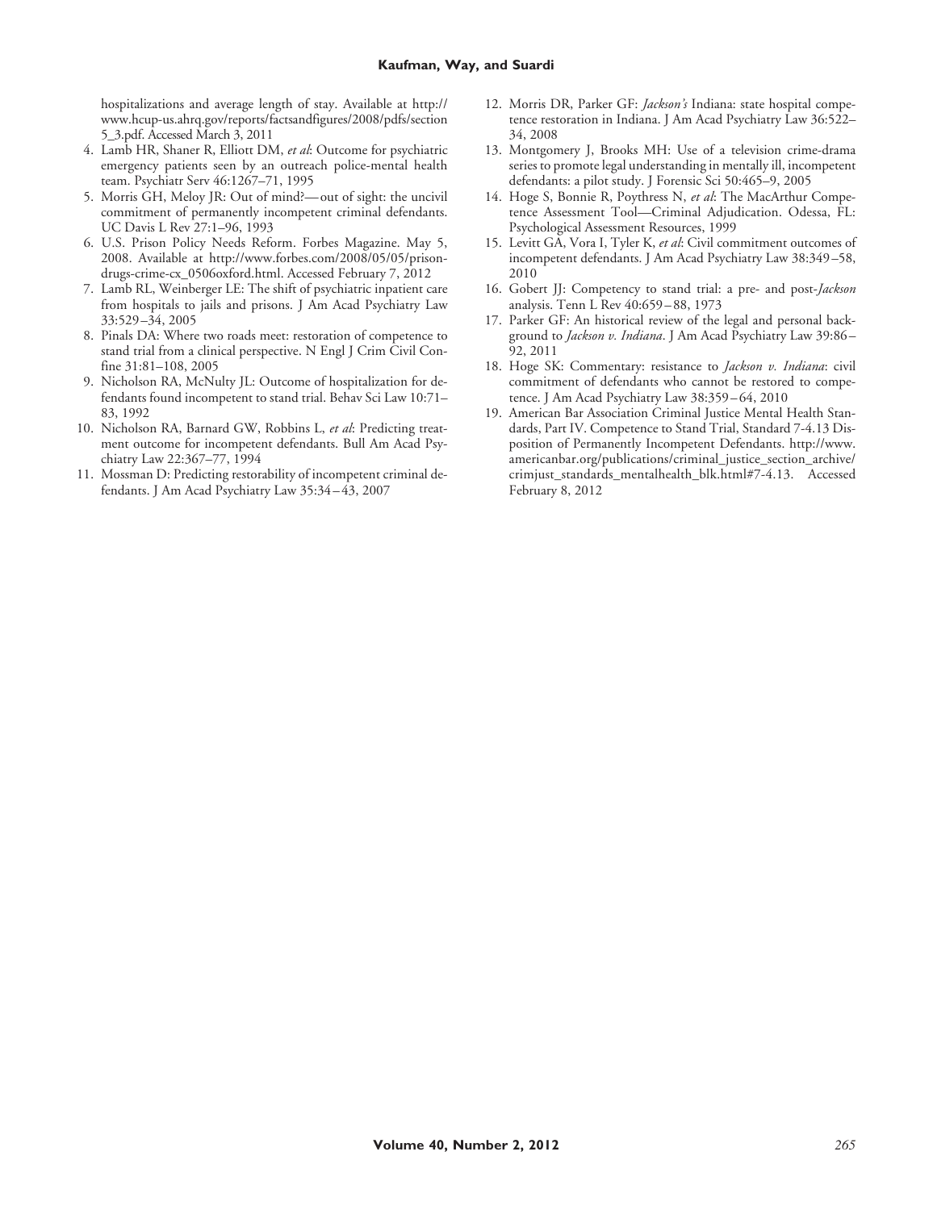hospitalizations and average length of stay. Available at http://www.hcup-us.ahrq.gov/reports/factsandfigures/2008/pdfs/section5_3.pdf. Accessed March 3, 2011

4. Lamb HR, Shaner R, Elliott DM, *et al*: Outcome for psychiatric emergency patients seen by an outreach police-mental health team. Psychiatr Serv 46:1267–71, 1995
5. Morris GH, Meloy JR: Out of mind?—out of sight: the uncivil commitment of permanently incompetent criminal defendants. UC Davis L Rev 27:1–96, 1993
6. U.S. Prison Policy Needs Reform. Forbes Magazine. May 5, 2008. Available at http://www.forbes.com/2008/05/05/prison-drugs-crime-cx_0506oxford.html. Accessed February 7, 2012
7. Lamb RL, Weinberger LE: The shift of psychiatric inpatient care from hospitals to jails and prisons. J Am Acad Psychiatry Law 33:529–34, 2005
8. Pinals DA: Where two roads meet: restoration of competence to stand trial from a clinical perspective. N Engl J Crim Civil Confine 31:81–108, 2005
9. Nicholson RA, McNulty JL: Outcome of hospitalization for defendants found incompetent to stand trial. Behav Sci Law 10:71–83, 1992
10. Nicholson RA, Barnard GW, Robbins L, *et al*: Predicting treatment outcome for incompetent defendants. Bull Am Acad Psychiatry Law 22:367–77, 1994
11. Mossman D: Predicting restorability of incompetent criminal defendants. J Am Acad Psychiatry Law 35:34–43, 2007
12. Morris DR, Parker GF: *Jackson's* Indiana: state hospital competence restoration in Indiana. J Am Acad Psychiatry Law 36:522–34, 2008
13. Montgomery J, Brooks MH: Use of a television crime-drama series to promote legal understanding in mentally ill, incompetent defendants: a pilot study. J Forensic Sci 50:465–9, 2005
14. Hoge S, Bonnie R, Poythress N, *et al*: The MacArthur Competence Assessment Tool—Criminal Adjudication. Odessa, FL: Psychological Assessment Resources, 1999
15. Levitt GA, Vora I, Tyler K, *et al*: Civil commitment outcomes of incompetent defendants. J Am Acad Psychiatry Law 38:349–58, 2010
16. Gobert JJ: Competency to stand trial: a pre- and post-*Jackson* analysis. Tenn L Rev 40:659–88, 1973
17. Parker GF: An historical review of the legal and personal background to *Jackson v. Indiana*. J Am Acad Psychiatry Law 39:86–92, 2011
18. Hoge SK: Commentary: resistance to *Jackson v. Indiana*: civil commitment of defendants who cannot be restored to competence. J Am Acad Psychiatry Law 38:359–64, 2010
19. American Bar Association Criminal Justice Mental Health Standards, Part IV. Competence to Stand Trial, Standard 7-4.13 Disposition of Permanently Incompetent Defendants. http://www.americanbar.org/publications/criminal_justice_section_archive/crimjust_standards_mentalhealth_blk.html#7-4.13. Accessed February 8, 2012